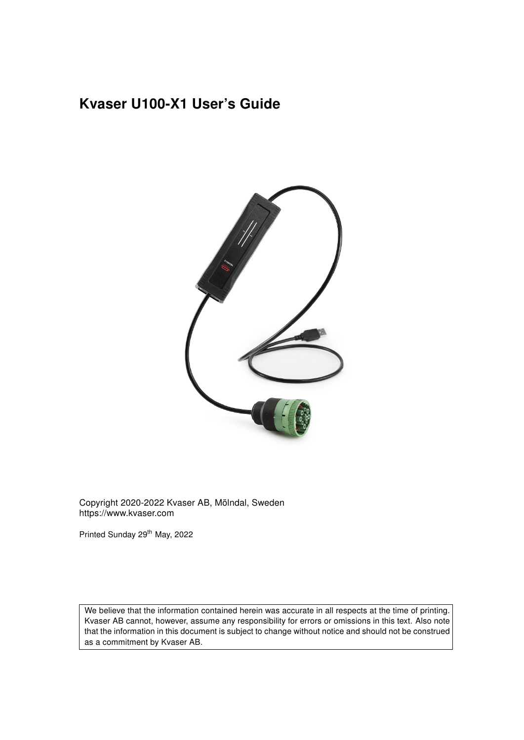# Kvaser U100-X1 User's Guide

Copyright 2020-2022 Kvaser AB, Mölndal, Sweden
https://www.kvaser.com

Printed Sunday 29th May, 2022

We believe that the information contained herein was accurate in all respects at the time of printing. Kvaser AB cannot, however, assume any responsibility for errors or omissions in this text. Also note that the information in this document is subject to change without notice and should not be construed as a commitment by Kvaser AB.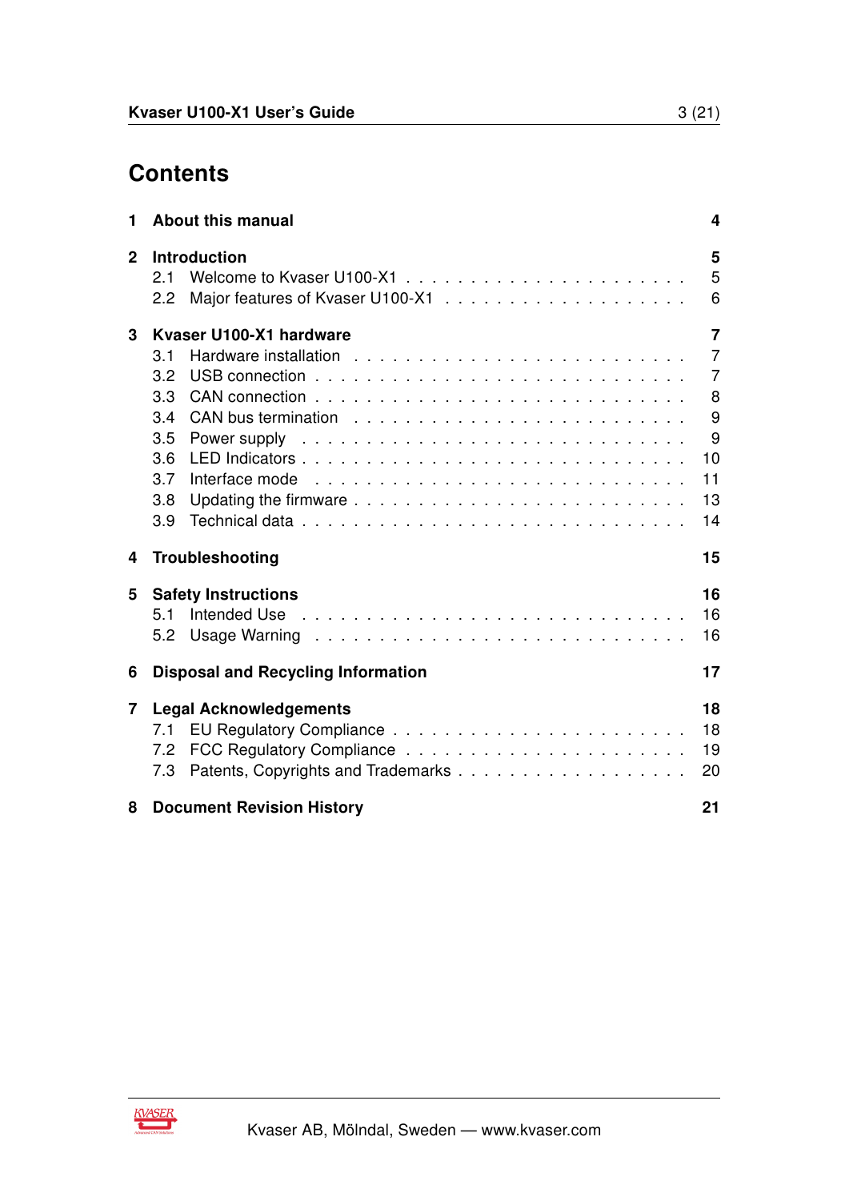# Contents

**1 About this manual** **4**

**2 Introduction** **5**

- 2.1 Welcome to Kvaser U100-X1 . . . . . 5
- 2.2 Major features of Kvaser U100-X1 . . . . . 6

**3 Kvaser U100-X1 hardware** **7**

- 3.1 Hardware installation . . . . . 7
- 3.2 USB connection . . . . . 7
- 3.3 CAN connection . . . . . 8
- 3.4 CAN bus termination . . . . . 9
- 3.5 Power supply . . . . . 9
- 3.6 LED Indicators . . . . . 10
- 3.7 Interface mode . . . . . 11
- 3.8 Updating the firmware . . . . . 13
- 3.9 Technical data . . . . . 14

**4 Troubleshooting** **15**

**5 Safety Instructions** **16**

- 5.1 Intended Use . . . . . 16
- 5.2 Usage Warning . . . . . 16

**6 Disposal and Recycling Information** **17**

**7 Legal Acknowledgements** **18**

- 7.1 EU Regulatory Compliance . . . . . 18
- 7.2 FCC Regulatory Compliance . . . . . 19
- 7.3 Patents, Copyrights and Trademarks . . . . . 20

**8 Document Revision History** **21**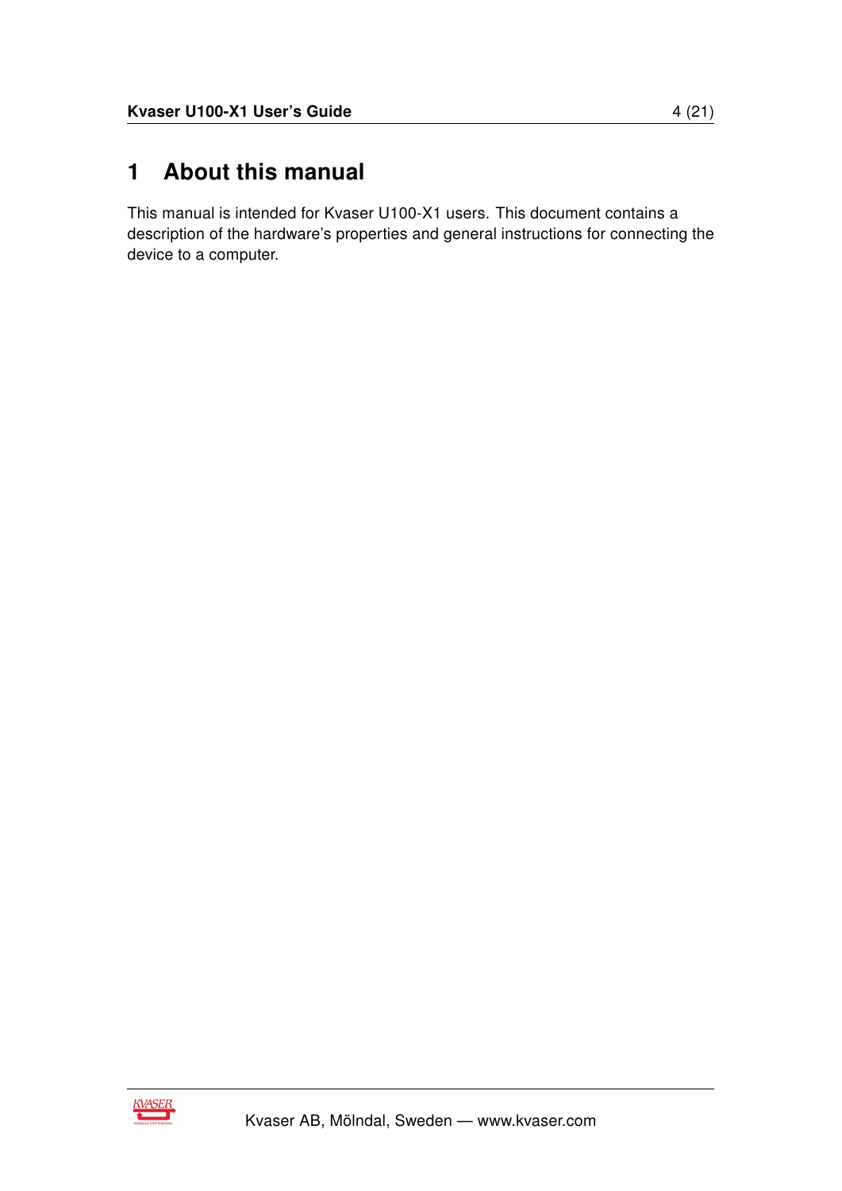# 1 About this manual

This manual is intended for Kvaser U100-X1 users. This document contains a description of the hardware's properties and general instructions for connecting the device to a computer.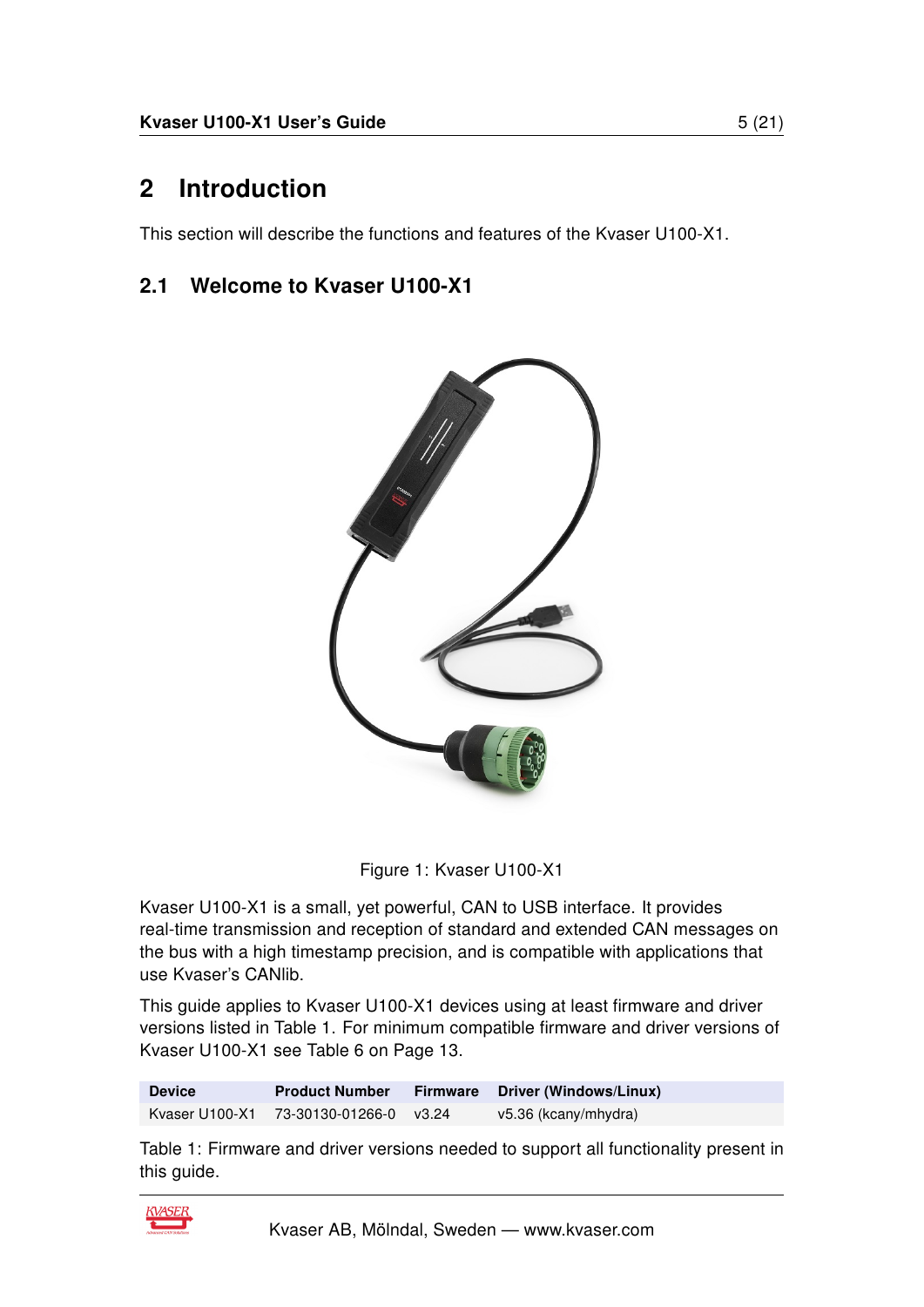# 2 Introduction

This section will describe the functions and features of the Kvaser U100-X1.

## 2.1 Welcome to Kvaser U100-X1

Figure 1: Kvaser U100-X1

Kvaser U100-X1 is a small, yet powerful, CAN to USB interface. It provides real-time transmission and reception of standard and extended CAN messages on the bus with a high timestamp precision, and is compatible with applications that use Kvaser's CANlib.

This guide applies to Kvaser U100-X1 devices using at least firmware and driver versions listed in Table 1. For minimum compatible firmware and driver versions of Kvaser U100-X1 see Table 6 on Page 13.

| Device | Product Number | Firmware | Driver (Windows/Linux) |
| --- | --- | --- | --- |
| Kvaser U100-X1 | 73-30130-01266-0 | v3.24 | v5.36 (kcany/mhydra) |

Table 1: Firmware and driver versions needed to support all functionality present in this guide.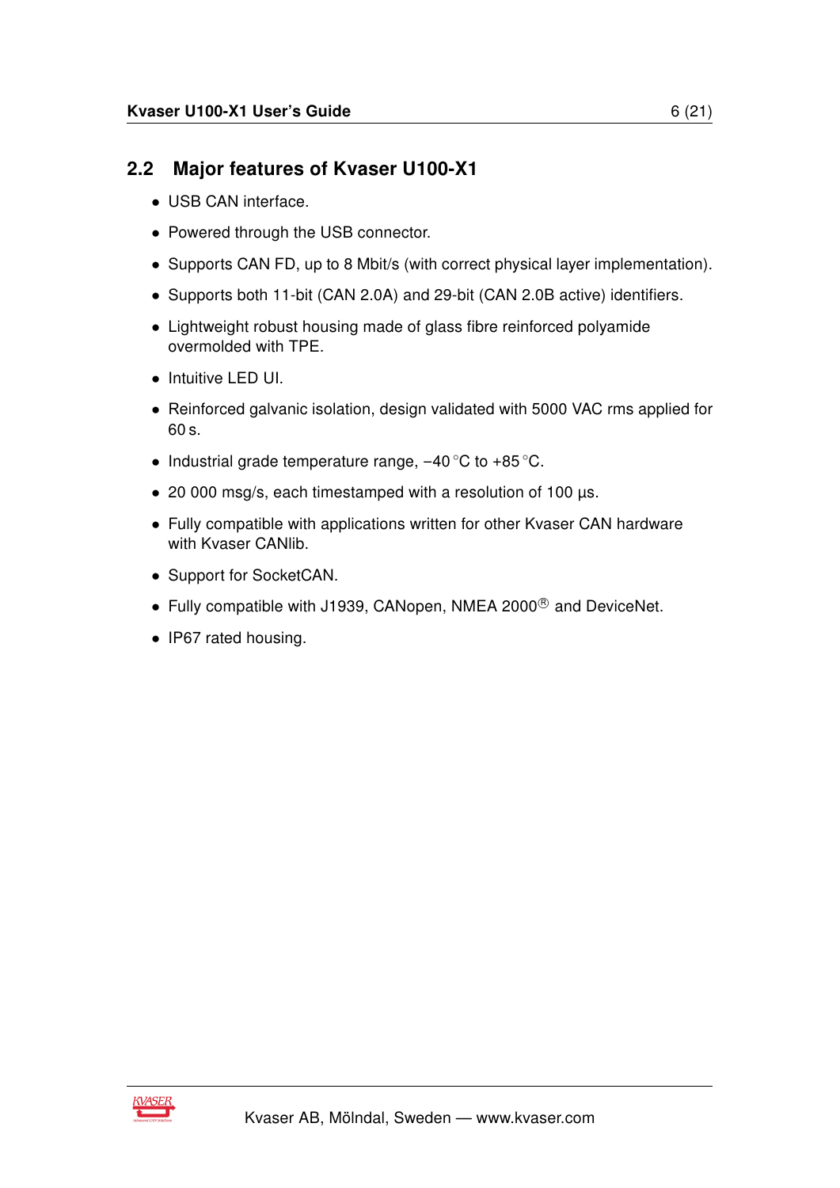## 2.2 Major features of Kvaser U100-X1

- USB CAN interface.
- Powered through the USB connector.
- Supports CAN FD, up to 8 Mbit/s (with correct physical layer implementation).
- Supports both 11-bit (CAN 2.0A) and 29-bit (CAN 2.0B active) identifiers.
- Lightweight robust housing made of glass fibre reinforced polyamide overmolded with TPE.
- Intuitive LED UI.
- Reinforced galvanic isolation, design validated with 5000 VAC rms applied for 60 s.
- Industrial grade temperature range, −40 °C to +85 °C.
- 20 000 msg/s, each timestamped with a resolution of 100 µs.
- Fully compatible with applications written for other Kvaser CAN hardware with Kvaser CANlib.
- Support for SocketCAN.
- Fully compatible with J1939, CANopen, NMEA 2000® and DeviceNet.
- IP67 rated housing.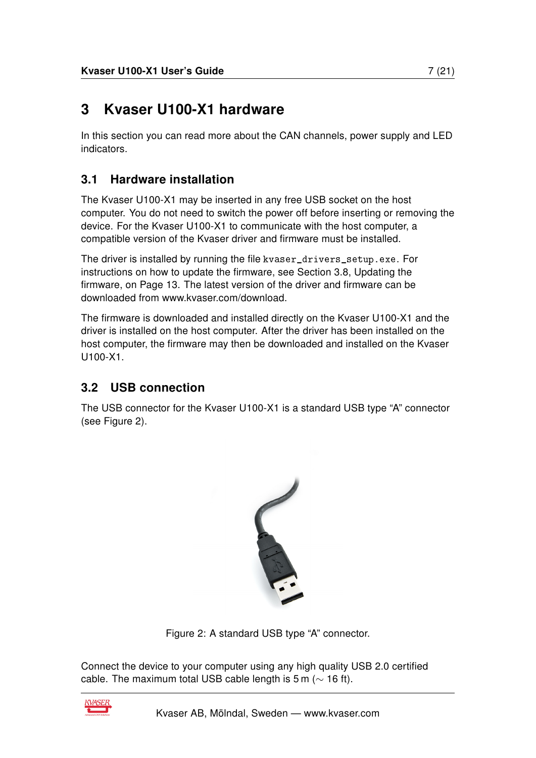# 3 Kvaser U100-X1 hardware

In this section you can read more about the CAN channels, power supply and LED indicators.

## 3.1 Hardware installation

The Kvaser U100-X1 may be inserted in any free USB socket on the host computer. You do not need to switch the power off before inserting or removing the device. For the Kvaser U100-X1 to communicate with the host computer, a compatible version of the Kvaser driver and firmware must be installed.

The driver is installed by running the file `kvaser_drivers_setup.exe`. For instructions on how to update the firmware, see Section 3.8, Updating the firmware, on Page 13. The latest version of the driver and firmware can be downloaded from www.kvaser.com/download.

The firmware is downloaded and installed directly on the Kvaser U100-X1 and the driver is installed on the host computer. After the driver has been installed on the host computer, the firmware may then be downloaded and installed on the Kvaser U100-X1.

## 3.2 USB connection

The USB connector for the Kvaser U100-X1 is a standard USB type "A" connector (see Figure 2).

Figure 2: A standard USB type "A" connector.

Connect the device to your computer using any high quality USB 2.0 certified cable. The maximum total USB cable length is 5 m ($\sim$ 16 ft).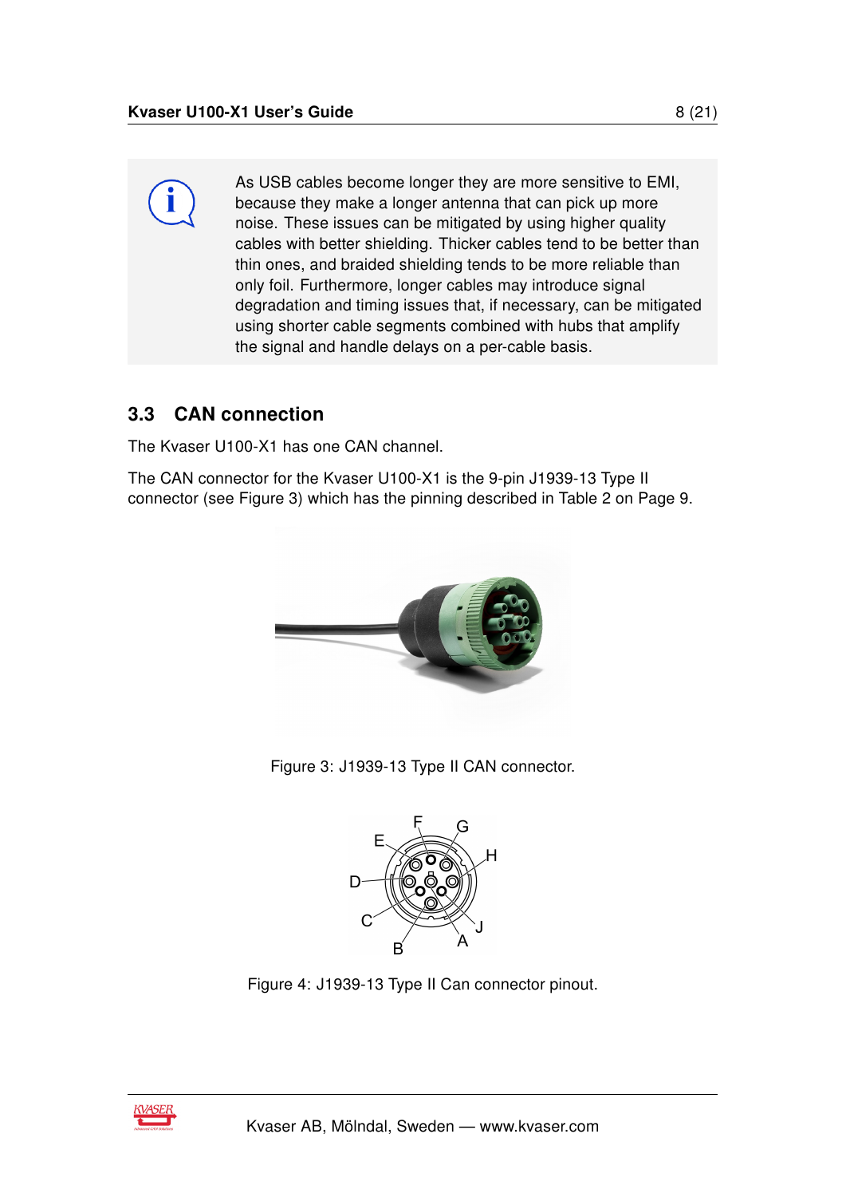As USB cables become longer they are more sensitive to EMI, because they make a longer antenna that can pick up more noise. These issues can be mitigated by using higher quality cables with better shielding. Thicker cables tend to be better than thin ones, and braided shielding tends to be more reliable than only foil. Furthermore, longer cables may introduce signal degradation and timing issues that, if necessary, can be mitigated using shorter cable segments combined with hubs that amplify the signal and handle delays on a per-cable basis.

## 3.3 CAN connection

The Kvaser U100-X1 has one CAN channel.

The CAN connector for the Kvaser U100-X1 is the 9-pin J1939-13 Type II connector (see Figure 3) which has the pinning described in Table 2 on Page 9.

Figure 3: J1939-13 Type II CAN connector.

Figure 4: J1939-13 Type II Can connector pinout.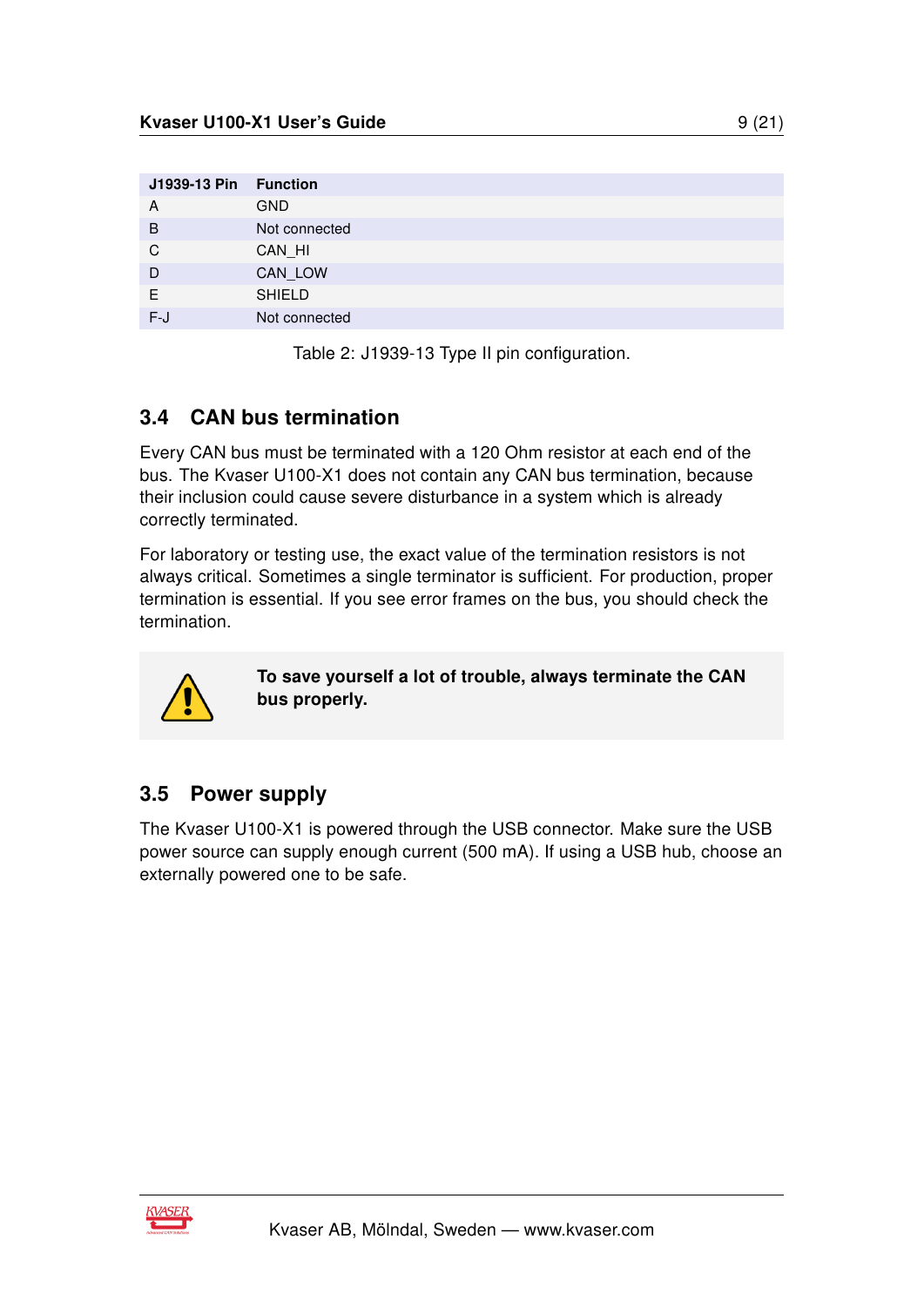| J1939-13 Pin | Function |
|---|---|
| A | GND |
| B | Not connected |
| C | CAN_HI |
| D | CAN_LOW |
| E | SHIELD |
| F-J | Not connected |

Table 2: J1939-13 Type II pin configuration.

## 3.4 CAN bus termination

Every CAN bus must be terminated with a 120 Ohm resistor at each end of the bus. The Kvaser U100-X1 does not contain any CAN bus termination, because their inclusion could cause severe disturbance in a system which is already correctly terminated.

For laboratory or testing use, the exact value of the termination resistors is not always critical. Sometimes a single terminator is sufficient. For production, proper termination is essential. If you see error frames on the bus, you should check the termination.

**To save yourself a lot of trouble, always terminate the CAN bus properly.**

## 3.5 Power supply

The Kvaser U100-X1 is powered through the USB connector. Make sure the USB power source can supply enough current (500 mA). If using a USB hub, choose an externally powered one to be safe.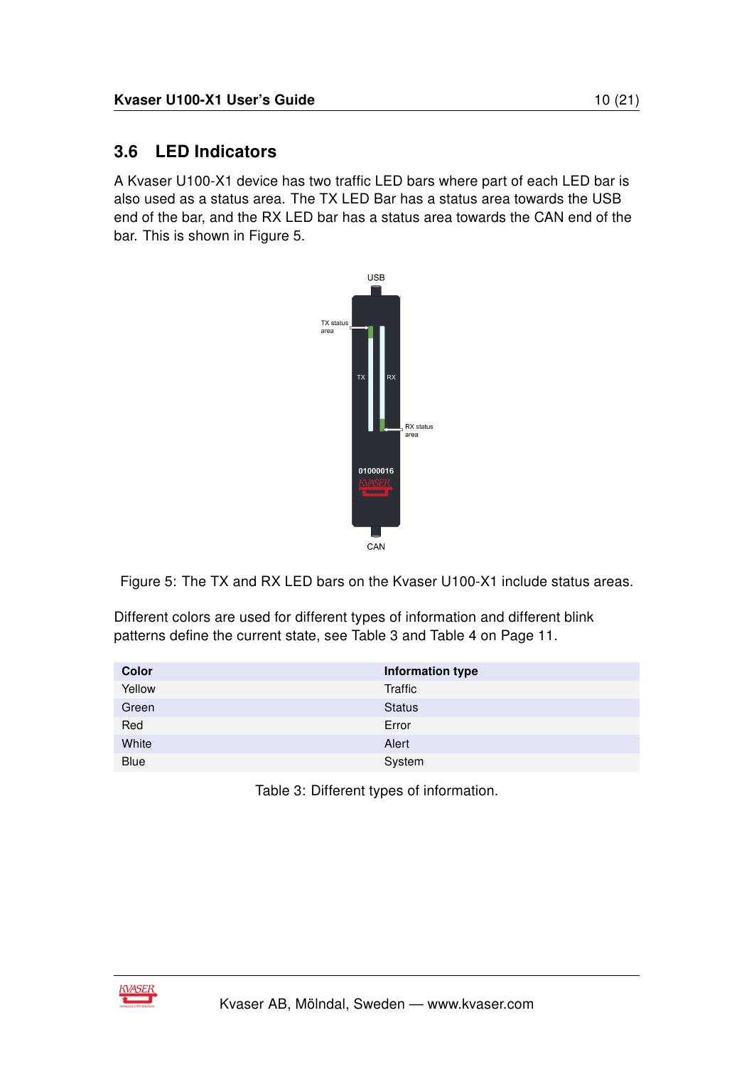## 3.6 LED Indicators

A Kvaser U100-X1 device has two traffic LED bars where part of each LED bar is also used as a status area. The TX LED Bar has a status area towards the USB end of the bar, and the RX LED bar has a status area towards the CAN end of the bar. This is shown in Figure 5.

Figure 5: The TX and RX LED bars on the Kvaser U100-X1 include status areas.

Different colors are used for different types of information and different blink patterns define the current state, see Table 3 and Table 4 on Page 11.

| Color | Information type |
|---|---|
| Yellow | Traffic |
| Green | Status |
| Red | Error |
| White | Alert |
| Blue | System |

Table 3: Different types of information.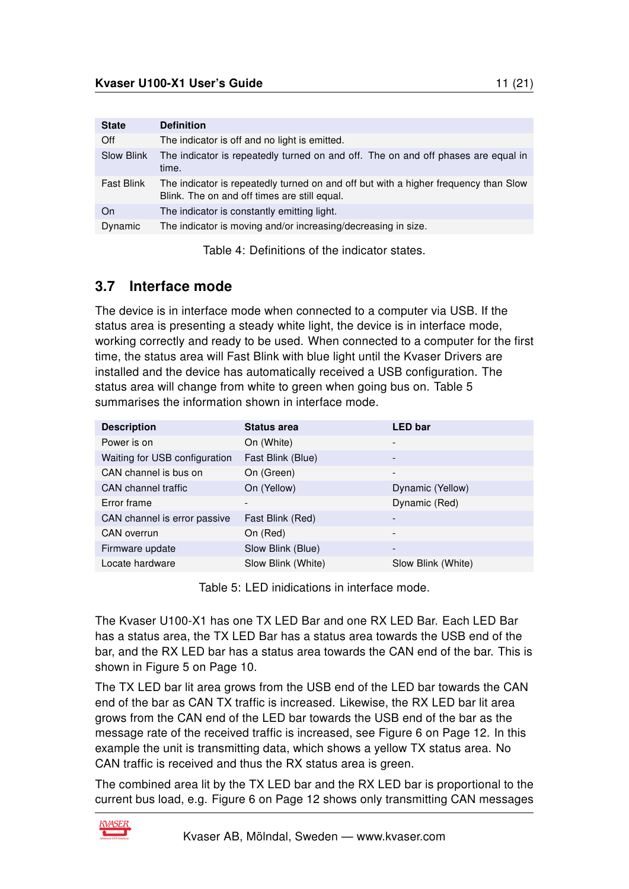| State | Definition |
| --- | --- |
| Off | The indicator is off and no light is emitted. |
| Slow Blink | The indicator is repeatedly turned on and off. The on and off phases are equal in time. |
| Fast Blink | The indicator is repeatedly turned on and off but with a higher frequency than Slow Blink. The on and off times are still equal. |
| On | The indicator is constantly emitting light. |
| Dynamic | The indicator is moving and/or increasing/decreasing in size. |

Table 4: Definitions of the indicator states.

## 3.7 Interface mode

The device is in interface mode when connected to a computer via USB. If the status area is presenting a steady white light, the device is in interface mode, working correctly and ready to be used. When connected to a computer for the first time, the status area will Fast Blink with blue light until the Kvaser Drivers are installed and the device has automatically received a USB configuration. The status area will change from white to green when going bus on. Table 5 summarises the information shown in interface mode.

| Description | Status area | LED bar |
| --- | --- | --- |
| Power is on | On (White) | - |
| Waiting for USB configuration | Fast Blink (Blue) | - |
| CAN channel is bus on | On (Green) | - |
| CAN channel traffic | On (Yellow) | Dynamic (Yellow) |
| Error frame | - | Dynamic (Red) |
| CAN channel is error passive | Fast Blink (Red) | - |
| CAN overrun | On (Red) | - |
| Firmware update | Slow Blink (Blue) | - |
| Locate hardware | Slow Blink (White) | Slow Blink (White) |

Table 5: LED inidications in interface mode.

The Kvaser U100-X1 has one TX LED Bar and one RX LED Bar. Each LED Bar has a status area, the TX LED Bar has a status area towards the USB end of the bar, and the RX LED bar has a status area towards the CAN end of the bar. This is shown in Figure 5 on Page 10.

The TX LED bar lit area grows from the USB end of the LED bar towards the CAN end of the bar as CAN TX traffic is increased. Likewise, the RX LED bar lit area grows from the CAN end of the LED bar towards the USB end of the bar as the message rate of the received traffic is increased, see Figure 6 on Page 12. In this example the unit is transmitting data, which shows a yellow TX status area. No CAN traffic is received and thus the RX status area is green.

The combined area lit by the TX LED bar and the RX LED bar is proportional to the current bus load, e.g. Figure 6 on Page 12 shows only transmitting CAN messages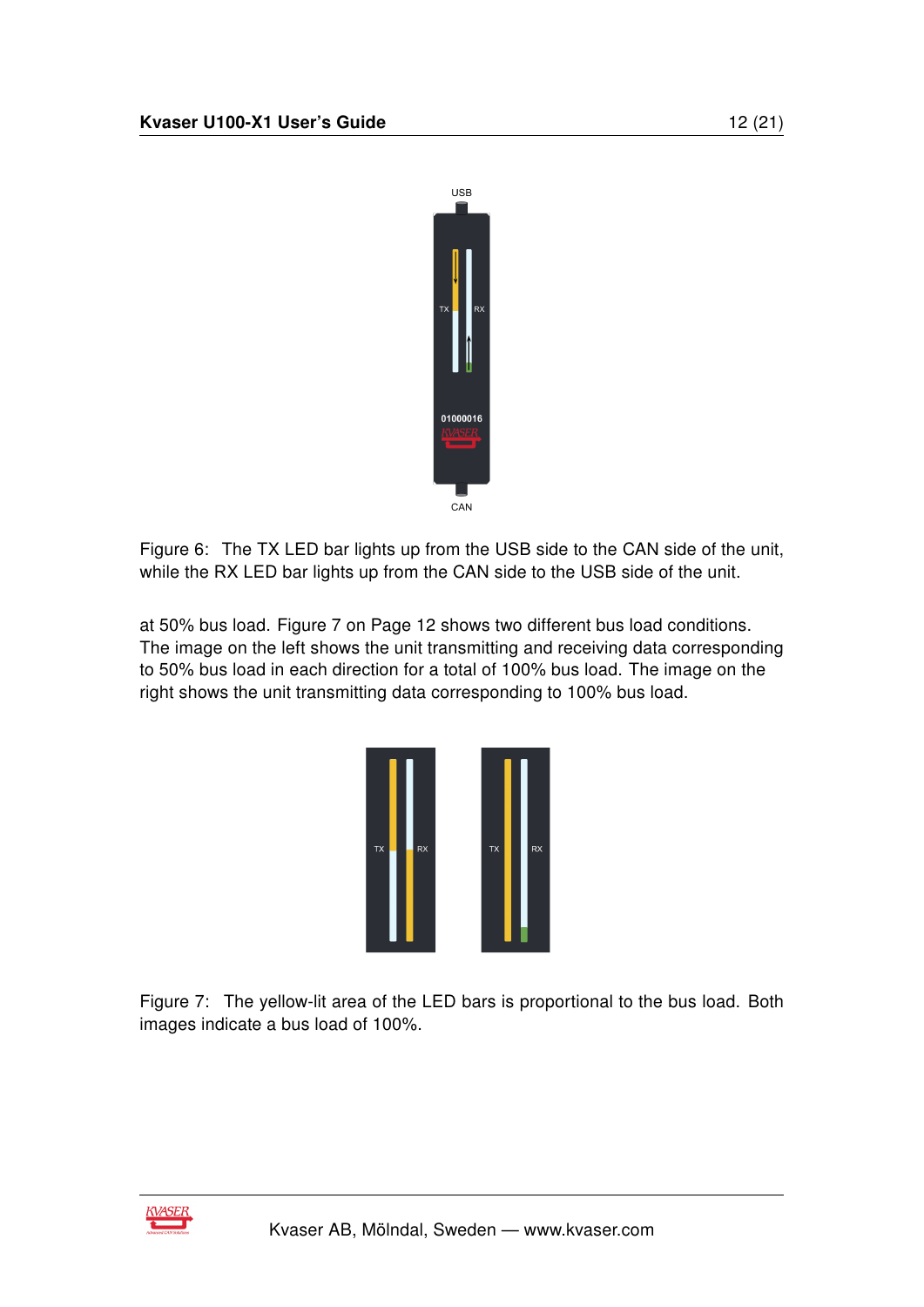Figure 6: The TX LED bar lights up from the USB side to the CAN side of the unit, while the RX LED bar lights up from the CAN side to the USB side of the unit.

at 50% bus load. Figure 7 on Page 12 shows two different bus load conditions. The image on the left shows the unit transmitting and receiving data corresponding to 50% bus load in each direction for a total of 100% bus load. The image on the right shows the unit transmitting data corresponding to 100% bus load.

Figure 7: The yellow-lit area of the LED bars is proportional to the bus load. Both images indicate a bus load of 100%.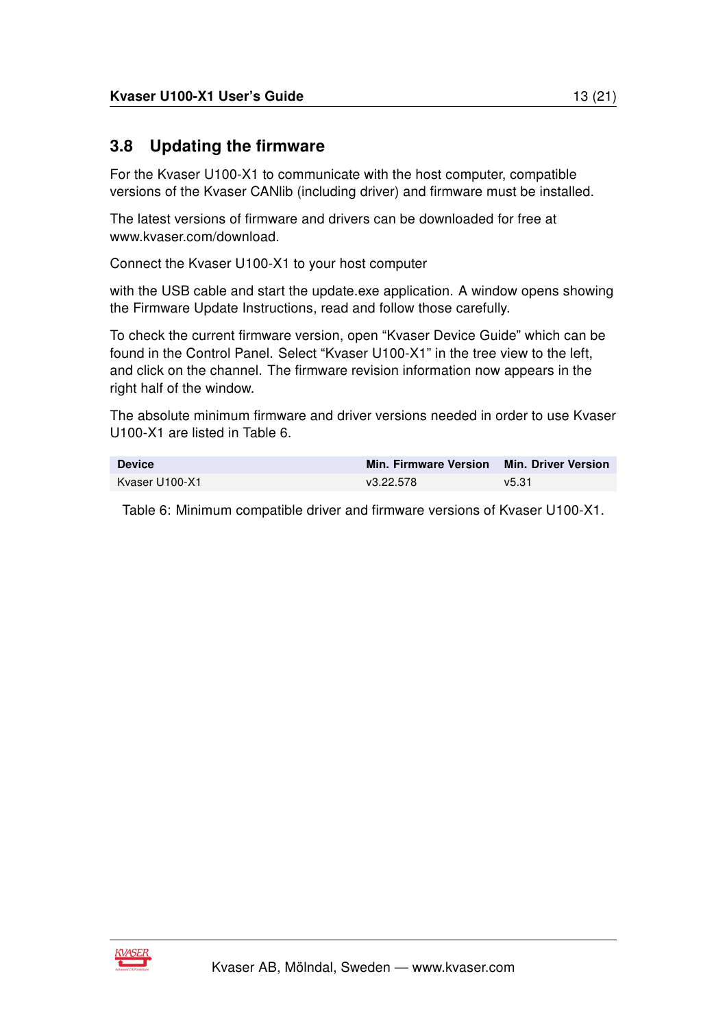## 3.8 Updating the firmware

For the Kvaser U100-X1 to communicate with the host computer, compatible versions of the Kvaser CANlib (including driver) and firmware must be installed.

The latest versions of firmware and drivers can be downloaded for free at www.kvaser.com/download.

Connect the Kvaser U100-X1 to your host computer

with the USB cable and start the update.exe application. A window opens showing the Firmware Update Instructions, read and follow those carefully.

To check the current firmware version, open "Kvaser Device Guide" which can be found in the Control Panel. Select "Kvaser U100-X1" in the tree view to the left, and click on the channel. The firmware revision information now appears in the right half of the window.

The absolute minimum firmware and driver versions needed in order to use Kvaser U100-X1 are listed in Table 6.

| Device | Min. Firmware Version | Min. Driver Version |
|---|---|---|
| Kvaser U100-X1 | v3.22.578 | v5.31 |

Table 6: Minimum compatible driver and firmware versions of Kvaser U100-X1.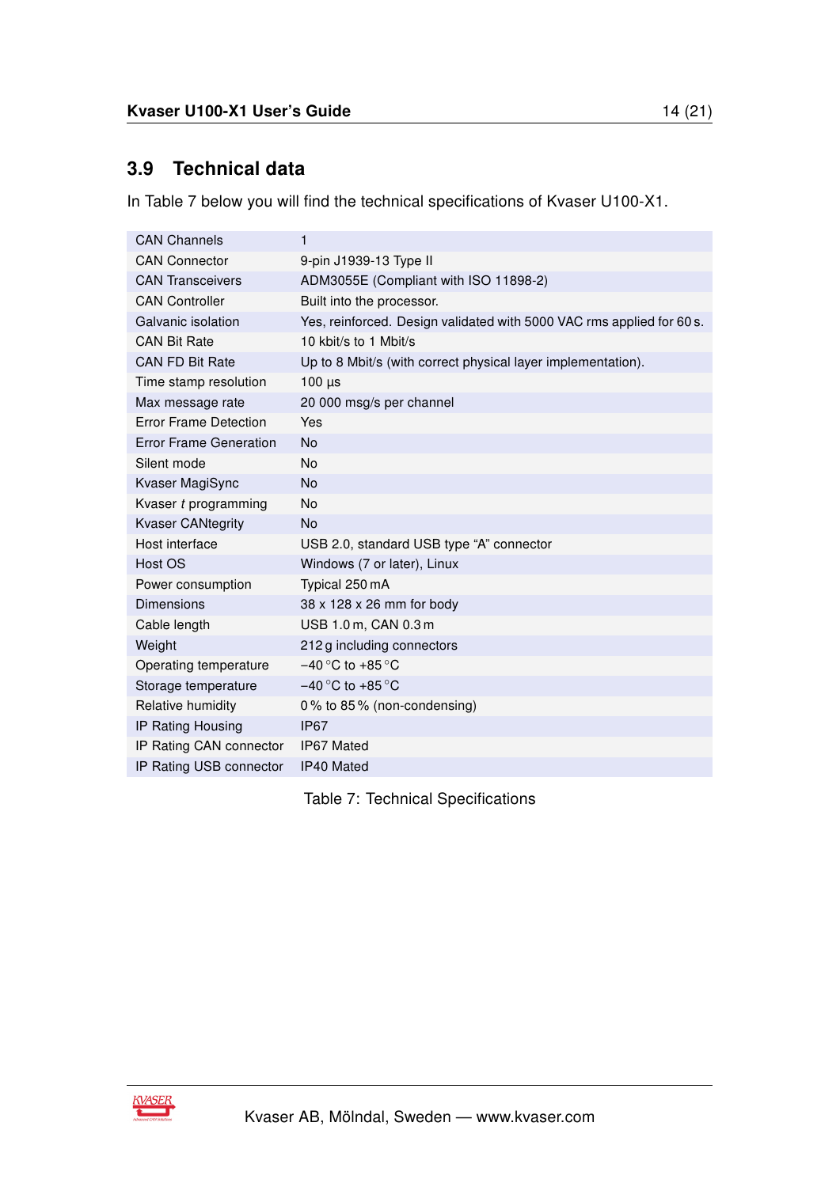## 3.9 Technical data

In Table 7 below you will find the technical specifications of Kvaser U100-X1.

| | |
|---|---|
| CAN Channels | 1 |
| CAN Connector | 9-pin J1939-13 Type II |
| CAN Transceivers | ADM3055E (Compliant with ISO 11898-2) |
| CAN Controller | Built into the processor. |
| Galvanic isolation | Yes, reinforced. Design validated with 5000 VAC rms applied for 60 s. |
| CAN Bit Rate | 10 kbit/s to 1 Mbit/s |
| CAN FD Bit Rate | Up to 8 Mbit/s (with correct physical layer implementation). |
| Time stamp resolution | 100 µs |
| Max message rate | 20 000 msg/s per channel |
| Error Frame Detection | Yes |
| Error Frame Generation | No |
| Silent mode | No |
| Kvaser MagiSync | No |
| Kvaser *t* programming | No |
| Kvaser CANtegrity | No |
| Host interface | USB 2.0, standard USB type “A” connector |
| Host OS | Windows (7 or later), Linux |
| Power consumption | Typical 250 mA |
| Dimensions | 38 x 128 x 26 mm for body |
| Cable length | USB 1.0 m, CAN 0.3 m |
| Weight | 212 g including connectors |
| Operating temperature | −40 °C to +85 °C |
| Storage temperature | −40 °C to +85 °C |
| Relative humidity | 0 % to 85 % (non-condensing) |
| IP Rating Housing | IP67 |
| IP Rating CAN connector | IP67 Mated |
| IP Rating USB connector | IP40 Mated |

Table 7: Technical Specifications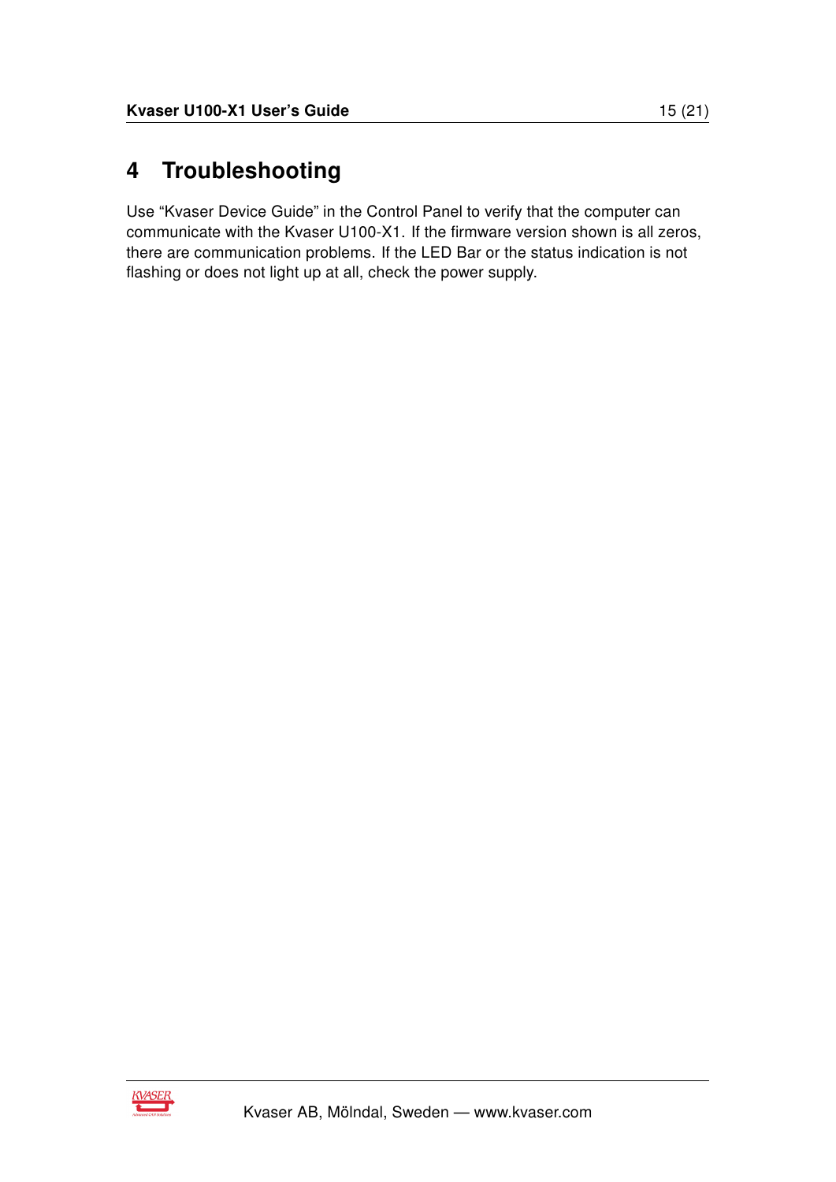# 4 Troubleshooting

Use “Kvaser Device Guide” in the Control Panel to verify that the computer can communicate with the Kvaser U100-X1. If the firmware version shown is all zeros, there are communication problems. If the LED Bar or the status indication is not flashing or does not light up at all, check the power supply.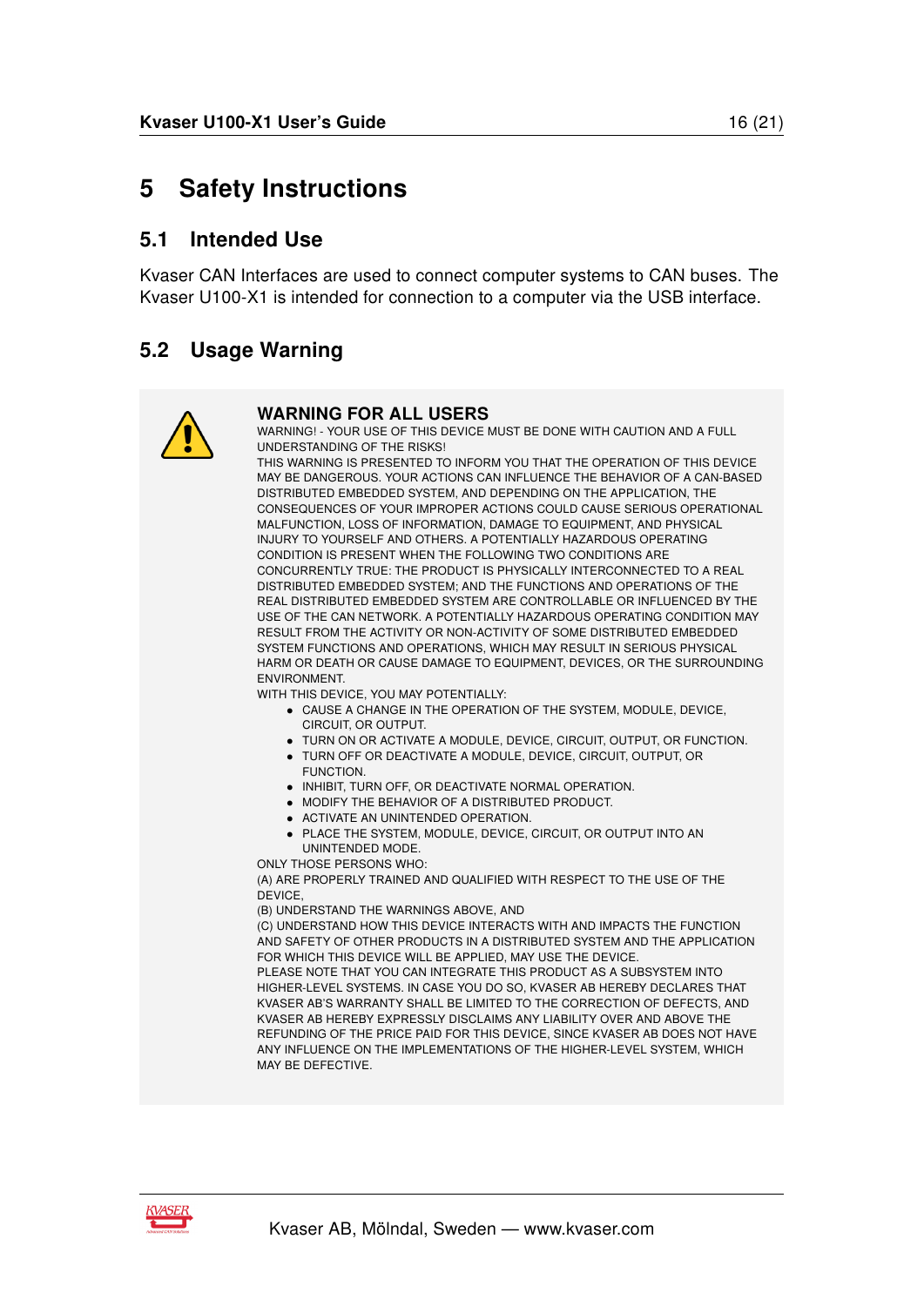# 5 Safety Instructions

## 5.1 Intended Use

Kvaser CAN Interfaces are used to connect computer systems to CAN buses. The Kvaser U100-X1 is intended for connection to a computer via the USB interface.

## 5.2 Usage Warning

**WARNING FOR ALL USERS**

WARNING! - YOUR USE OF THIS DEVICE MUST BE DONE WITH CAUTION AND A FULL UNDERSTANDING OF THE RISKS!

THIS WARNING IS PRESENTED TO INFORM YOU THAT THE OPERATION OF THIS DEVICE MAY BE DANGEROUS. YOUR ACTIONS CAN INFLUENCE THE BEHAVIOR OF A CAN-BASED DISTRIBUTED EMBEDDED SYSTEM, AND DEPENDING ON THE APPLICATION, THE CONSEQUENCES OF YOUR IMPROPER ACTIONS COULD CAUSE SERIOUS OPERATIONAL MALFUNCTION, LOSS OF INFORMATION, DAMAGE TO EQUIPMENT, AND PHYSICAL INJURY TO YOURSELF AND OTHERS. A POTENTIALLY HAZARDOUS OPERATING CONDITION IS PRESENT WHEN THE FOLLOWING TWO CONDITIONS ARE CONCURRENTLY TRUE: THE PRODUCT IS PHYSICALLY INTERCONNECTED TO A REAL DISTRIBUTED EMBEDDED SYSTEM; AND THE FUNCTIONS AND OPERATIONS OF THE REAL DISTRIBUTED EMBEDDED SYSTEM ARE CONTROLLABLE OR INFLUENCED BY THE USE OF THE CAN NETWORK. A POTENTIALLY HAZARDOUS OPERATING CONDITION MAY RESULT FROM THE ACTIVITY OR NON-ACTIVITY OF SOME DISTRIBUTED EMBEDDED SYSTEM FUNCTIONS AND OPERATIONS, WHICH MAY RESULT IN SERIOUS PHYSICAL HARM OR DEATH OR CAUSE DAMAGE TO EQUIPMENT, DEVICES, OR THE SURROUNDING ENVIRONMENT.

WITH THIS DEVICE, YOU MAY POTENTIALLY:

- CAUSE A CHANGE IN THE OPERATION OF THE SYSTEM, MODULE, DEVICE, CIRCUIT, OR OUTPUT.
- TURN ON OR ACTIVATE A MODULE, DEVICE, CIRCUIT, OUTPUT, OR FUNCTION.
- TURN OFF OR DEACTIVATE A MODULE, DEVICE, CIRCUIT, OUTPUT, OR FUNCTION.
- INHIBIT, TURN OFF, OR DEACTIVATE NORMAL OPERATION.
- MODIFY THE BEHAVIOR OF A DISTRIBUTED PRODUCT.
- ACTIVATE AN UNINTENDED OPERATION.
- PLACE THE SYSTEM, MODULE, DEVICE, CIRCUIT, OR OUTPUT INTO AN UNINTENDED MODE.

ONLY THOSE PERSONS WHO:

(A) ARE PROPERLY TRAINED AND QUALIFIED WITH RESPECT TO THE USE OF THE DEVICE,

(B) UNDERSTAND THE WARNINGS ABOVE, AND

(C) UNDERSTAND HOW THIS DEVICE INTERACTS WITH AND IMPACTS THE FUNCTION AND SAFETY OF OTHER PRODUCTS IN A DISTRIBUTED SYSTEM AND THE APPLICATION FOR WHICH THIS DEVICE WILL BE APPLIED, MAY USE THE DEVICE.

PLEASE NOTE THAT YOU CAN INTEGRATE THIS PRODUCT AS A SUBSYSTEM INTO HIGHER-LEVEL SYSTEMS. IN CASE YOU DO SO, KVASER AB HEREBY DECLARES THAT KVASER AB'S WARRANTY SHALL BE LIMITED TO THE CORRECTION OF DEFECTS, AND KVASER AB HEREBY EXPRESSLY DISCLAIMS ANY LIABILITY OVER AND ABOVE THE REFUNDING OF THE PRICE PAID FOR THIS DEVICE, SINCE KVASER AB DOES NOT HAVE ANY INFLUENCE ON THE IMPLEMENTATIONS OF THE HIGHER-LEVEL SYSTEM, WHICH MAY BE DEFECTIVE.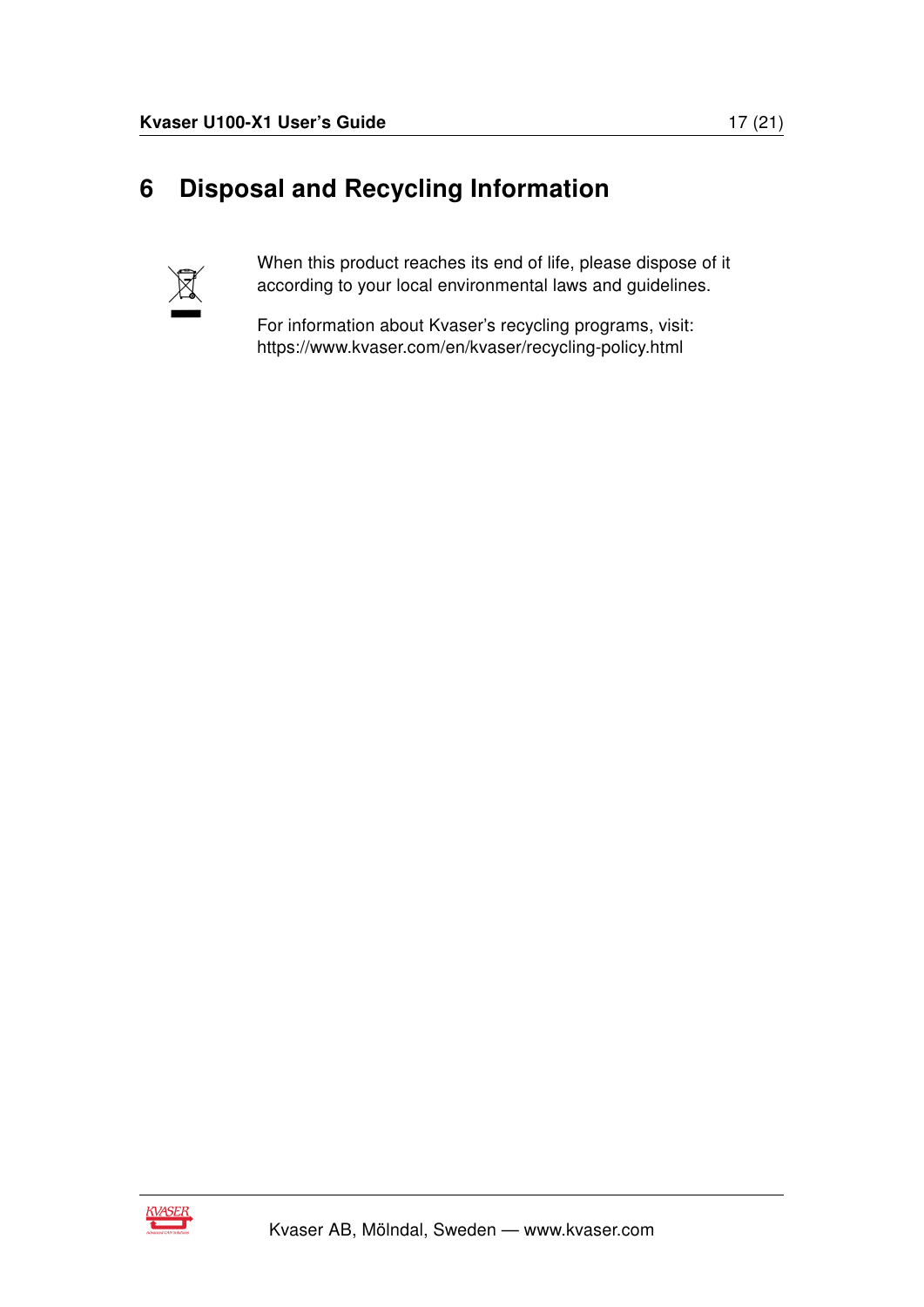# 6 Disposal and Recycling Information

When this product reaches its end of life, please dispose of it according to your local environmental laws and guidelines.

For information about Kvaser's recycling programs, visit: https://www.kvaser.com/en/kvaser/recycling-policy.html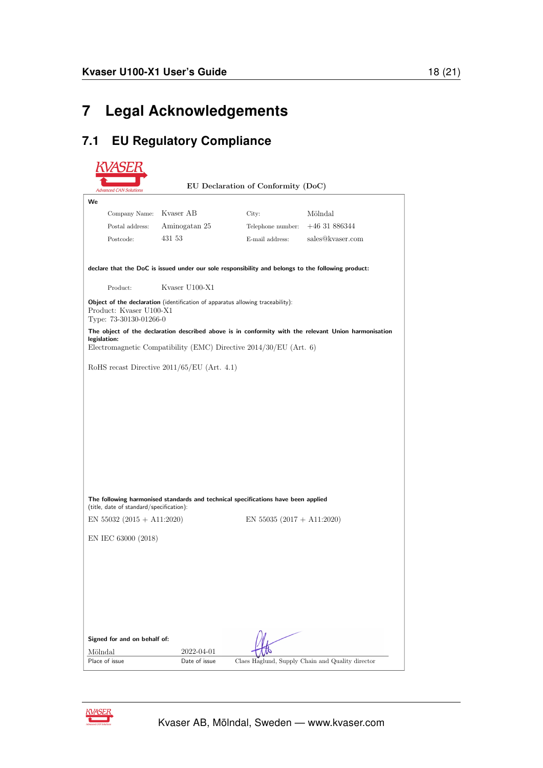# 7 Legal Acknowledgements

## 7.1 EU Regulatory Compliance

EU Declaration of Conformity (DoC)

**We**

| | | | |
|---|---|---|---|
| Company Name: | Kvaser AB | City: | Mölndal |
| Postal address: | Aminogatan 25 | Telephone number: | +46 31 886344 |
| Postcode: | 431 53 | E-mail address: | sales@kvaser.com |

**declare that the DoC is issued under our sole responsibility and belongs to the following product:**

Product: Kvaser U100-X1

**Object of the declaration** (identification of apparatus allowing traceability):
Product: Kvaser U100-X1
Type: 73-30130-01266-0

**The object of the declaration described above is in conformity with the relevant Union harmonisation legislation:**
Electromagnetic Compatibility (EMC) Directive 2014/30/EU (Art. 6)

RoHS recast Directive 2011/65/EU (Art. 4.1)

**The following harmonised standards and technical specifications have been applied**
(title, date of standard/specification):

EN 55032 (2015 + A11:2020)

EN 55035 (2017 + A11:2020)

EN IEC 63000 (2018)

**Signed for and on behalf of:**

| Mölndal | 2022-04-01 | |
|---|---|---|
| Place of issue | Date of issue | Claes Haglund, Supply Chain and Quality director |

Kvaser AB, Mölndal, Sweden — www.kvaser.com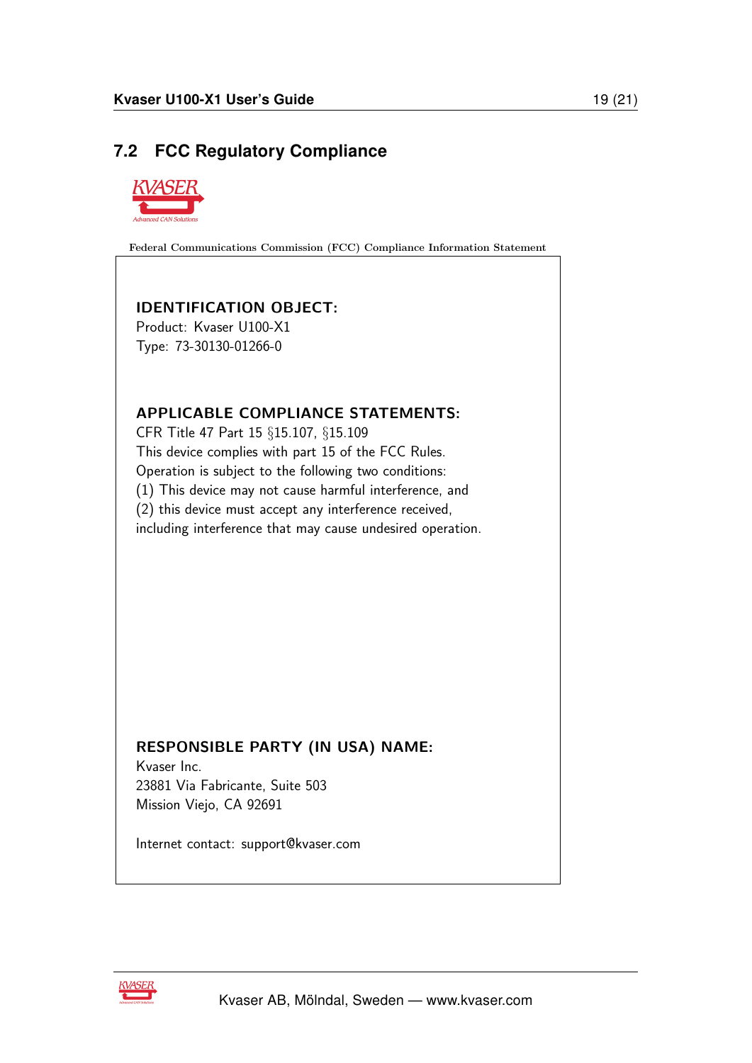## 7.2 FCC Regulatory Compliance

Federal Communications Commission (FCC) Compliance Information Statement

**IDENTIFICATION OBJECT:**

Product: Kvaser U100-X1

Type: 73-30130-01266-0

**APPLICABLE COMPLIANCE STATEMENTS:**

CFR Title 47 Part 15 §15.107, §15.109

This device complies with part 15 of the FCC Rules.

Operation is subject to the following two conditions:

(1) This device may not cause harmful interference, and

(2) this device must accept any interference received,

including interference that may cause undesired operation.

**RESPONSIBLE PARTY (IN USA) NAME:**

Kvaser Inc.

23881 Via Fabricante, Suite 503

Mission Viejo, CA 92691

Internet contact: support@kvaser.com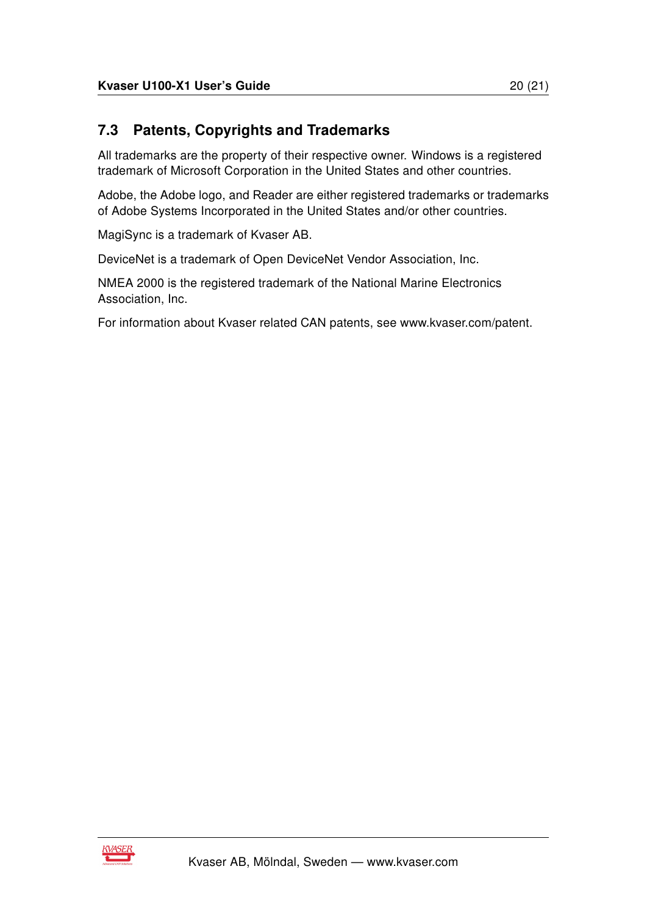## 7.3 Patents, Copyrights and Trademarks

All trademarks are the property of their respective owner. Windows is a registered trademark of Microsoft Corporation in the United States and other countries.

Adobe, the Adobe logo, and Reader are either registered trademarks or trademarks of Adobe Systems Incorporated in the United States and/or other countries.

MagiSync is a trademark of Kvaser AB.

DeviceNet is a trademark of Open DeviceNet Vendor Association, Inc.

NMEA 2000 is the registered trademark of the National Marine Electronics Association, Inc.

For information about Kvaser related CAN patents, see www.kvaser.com/patent.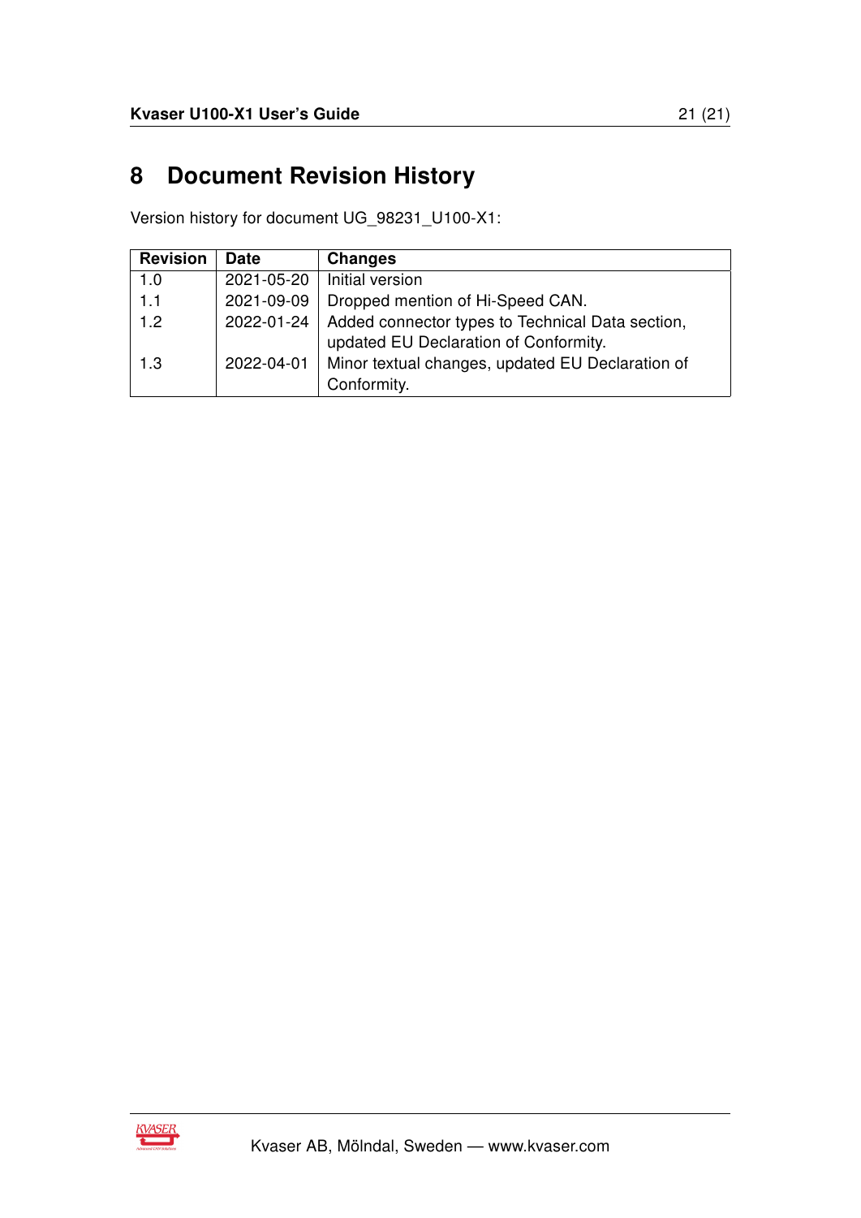# 8 Document Revision History

Version history for document UG_98231_U100-X1:

| Revision | Date | Changes |
|---|---|---|
| 1.0 | 2021-05-20 | Initial version |
| 1.1 | 2021-09-09 | Dropped mention of Hi-Speed CAN. |
| 1.2 | 2022-01-24 | Added connector types to Technical Data section, updated EU Declaration of Conformity. |
| 1.3 | 2022-04-01 | Minor textual changes, updated EU Declaration of Conformity. |